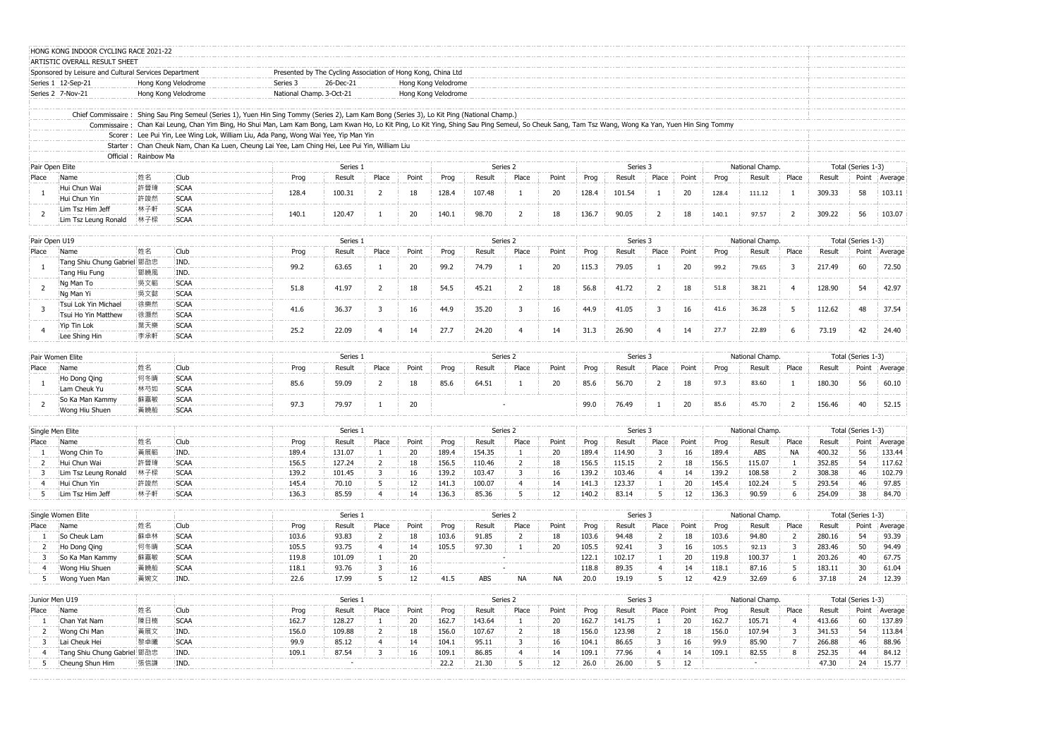HONG KONG INDOOR CYCLING RACE 2021-22

ARTISTIC OVERALL RESULT SHEET

Sponsored by Leisure and Cultural Services Department | Presented by The Cycling Association of Hong Kong, China Ltd

| | | | | | |
|---|---|---|---|---|---|
| Series 1 | 12-Sep-21 | Hong Kong Velodrome | Series 3 | 26-Dec-21 | Hong Kong Velodrome |
| Series 2 | 7-Nov-21 | Hong Kong Velodrome | National Champ. | 3-Oct-21 | Hong Kong Velodrome |

Chief Commissaire : Shing Sau Ping Semeul (Series 1), Yuen Hin Sing Tommy (Series 2), Lam Kam Bong (Series 3), Lo Kit Ping (National Champ.)

Commissaire : Chan Kai Leung, Chan Yim Bing, Ho Shui Man, Lam Kam Bong, Lam Kwan Ho, Lo Kit Ping, Lo Kit Ying, Shing Sau Ping Semeul, So Cheuk Sang, Tam Tsz Wang, Wong Ka Yan, Yuen Hin Sing Tommy

Scorer : Lee Pui Yin, Lee Wing Lok, William Liu, Ada Pang, Wong Wai Yee, Yip Man Yin

Starter : Chan Cheuk Nam, Chan Ka Luen, Cheung Lai Yee, Lam Ching Hei, Lee Pui Yin, William Liu

Official : Rainbow Ma

## Pair Open Elite

| Place | Name | 姓名 | Club | Series 1 Prog | Series 1 Result | Series 1 Place | Series 1 Point | Series 2 Prog | Series 2 Result | Series 2 Place | Series 2 Point | Series 3 Prog | Series 3 Result | Series 3 Place | Series 3 Point | National Champ. Prog | National Champ. Result | National Champ. Place | Total (Series 1-3) Result | Total Point | Total Average |
|---|---|---|---|---|---|---|---|---|---|---|---|---|---|---|---|---|---|---|---|---|---|
| 1 | Hui Chun Wai / Hui Chun Yin | 許晉瑋 / 許竣然 | SCAA / SCAA | 128.4 | 100.31 | 2 | 18 | 128.4 | 107.48 | 1 | 20 | 128.4 | 101.54 | 1 | 20 | 128.4 | 111.12 | 1 | 309.33 | 58 | 103.11 |
| 2 | Lim Tsz Him Jeff / Lim Tsz Leung Ronald | 林子軒 / 林子樑 | SCAA / SCAA | 140.1 | 120.47 | 1 | 20 | 140.1 | 98.70 | 2 | 18 | 136.7 | 90.05 | 2 | 18 | 140.1 | 97.57 | 2 | 309.22 | 56 | 103.07 |

## Pair Open U19

| Place | Name | 姓名 | Club | Series 1 Prog | Series 1 Result | Series 1 Place | Series 1 Point | Series 2 Prog | Series 2 Result | Series 2 Place | Series 2 Point | Series 3 Prog | Series 3 Result | Series 3 Place | Series 3 Point | National Champ. Prog | National Champ. Result | National Champ. Place | Total (Series 1-3) Result | Total Point | Total Average |
|---|---|---|---|---|---|---|---|---|---|---|---|---|---|---|---|---|---|---|---|---|---|
| 1 | Tang Shiu Chung Gabriel / Tang Hiu Fung | 鄧劭忠 / 鄧曉風 | IND. / IND. | 99.2 | 63.65 | 1 | 20 | 99.2 | 74.79 | 1 | 20 | 115.3 | 79.05 | 1 | 20 | 99.2 | 79.65 | 3 | 217.49 | 60 | 72.50 |
| 2 | Ng Man To / Ng Man Yi | 吳文韜 / 吳文懿 | SCAA / SCAA | 51.8 | 41.97 | 2 | 18 | 54.5 | 45.21 | 2 | 18 | 56.8 | 41.72 | 2 | 18 | 51.8 | 38.21 | 4 | 128.90 | 54 | 42.97 |
| 3 | Tsui Lok Yin Michael / Tsui Ho Yin Matthew | 徐樂然 / 徐灝然 | SCAA / SCAA | 41.6 | 36.37 | 3 | 16 | 44.9 | 35.20 | 3 | 16 | 44.9 | 41.05 | 3 | 16 | 41.6 | 36.28 | 5 | 112.62 | 48 | 37.54 |
| 4 | Yip Tin Lok / Lee Shing Hin | 葉天樂 / 李承軒 | SCAA / SCAA | 25.2 | 22.09 | 4 | 14 | 27.7 | 24.20 | 4 | 14 | 31.3 | 26.90 | 4 | 14 | 27.7 | 22.89 | 6 | 73.19 | 42 | 24.40 |

## Pair Women Elite

| Place | Name | 姓名 | Club | Series 1 Prog | Series 1 Result | Series 1 Place | Series 1 Point | Series 2 Prog | Series 2 Result | Series 2 Place | Series 2 Point | Series 3 Prog | Series 3 Result | Series 3 Place | Series 3 Point | National Champ. Prog | National Champ. Result | National Champ. Place | Total (Series 1-3) Result | Total Point | Total Average |
|---|---|---|---|---|---|---|---|---|---|---|---|---|---|---|---|---|---|---|---|---|---|
| 1 | Ho Dong Qing / Lam Cheuk Yu | 何冬晴 / 林芍如 | SCAA / SCAA | 85.6 | 59.09 | 2 | 18 | 85.6 | 64.51 | 1 | 20 | 85.6 | 56.70 | 2 | 18 | 97.3 | 83.60 | 1 | 180.30 | 56 | 60.10 |
| 2 | So Ka Man Kammy / Wong Hiu Shuen | 蘇嘉敏 / 黃曉船 | SCAA / SCAA | 97.3 | 79.97 | 1 | 20 | | - | | | 99.0 | 76.49 | 1 | 20 | 85.6 | 45.70 | 2 | 156.46 | 40 | 52.15 |

## Single Men Elite

| Place | Name | 姓名 | Club | Series 1 Prog | Series 1 Result | Series 1 Place | Series 1 Point | Series 2 Prog | Series 2 Result | Series 2 Place | Series 2 Point | Series 3 Prog | Series 3 Result | Series 3 Place | Series 3 Point | National Champ. Prog | National Champ. Result | National Champ. Place | Total (Series 1-3) Result | Total Point | Total Average |
|---|---|---|---|---|---|---|---|---|---|---|---|---|---|---|---|---|---|---|---|---|---|
| 1 | Wong Chin To | 黃展韜 | IND. | 189.4 | 131.07 | 1 | 20 | 189.4 | 154.35 | 1 | 20 | 189.4 | 114.90 | 3 | 16 | 189.4 | ABS | NA | 400.32 | 56 | 133.44 |
| 2 | Hui Chun Wai | 許晉瑋 | SCAA | 156.5 | 127.24 | 2 | 18 | 156.5 | 110.46 | 2 | 18 | 156.5 | 115.15 | 2 | 18 | 156.5 | 115.07 | 1 | 352.85 | 54 | 117.62 |
| 3 | Lim Tsz Leung Ronald | 林子樑 | SCAA | 139.2 | 101.45 | 3 | 16 | 139.2 | 103.47 | 3 | 16 | 139.2 | 103.46 | 4 | 14 | 139.2 | 108.58 | 2 | 308.38 | 46 | 102.79 |
| 4 | Hui Chun Yin | 許竣然 | SCAA | 145.4 | 70.10 | 5 | 12 | 141.3 | 100.07 | 4 | 14 | 141.3 | 123.37 | 1 | 20 | 145.4 | 102.24 | 5 | 293.54 | 46 | 97.85 |
| 5 | Lim Tsz Him Jeff | 林子軒 | SCAA | 136.3 | 85.59 | 4 | 14 | 136.3 | 85.36 | 5 | 12 | 140.2 | 83.14 | 5 | 12 | 136.3 | 90.59 | 6 | 254.09 | 38 | 84.70 |

## Single Women Elite

| Place | Name | 姓名 | Club | Series 1 Prog | Series 1 Result | Series 1 Place | Series 1 Point | Series 2 Prog | Series 2 Result | Series 2 Place | Series 2 Point | Series 3 Prog | Series 3 Result | Series 3 Place | Series 3 Point | National Champ. Prog | National Champ. Result | National Champ. Place | Total (Series 1-3) Result | Total Point | Total Average |
|---|---|---|---|---|---|---|---|---|---|---|---|---|---|---|---|---|---|---|---|---|---|
| 1 | So Cheuk Lam | 蘇卓林 | SCAA | 103.6 | 93.83 | 2 | 18 | 103.6 | 91.85 | 2 | 18 | 103.6 | 94.48 | 2 | 18 | 103.6 | 94.80 | 2 | 280.16 | 54 | 93.39 |
| 2 | Ho Dong Qing | 何冬晴 | SCAA | 105.5 | 93.75 | 4 | 14 | 105.5 | 97.30 | 1 | 20 | 105.5 | 92.41 | 3 | 16 | 105.5 | 92.13 | 3 | 283.46 | 50 | 94.49 |
| 3 | So Ka Man Kammy | 蘇嘉敏 | SCAA | 119.8 | 101.09 | 1 | 20 | | - | | | 122.1 | 102.17 | 1 | 20 | 119.8 | 100.37 | 1 | 203.26 | 40 | 67.75 |
| 4 | Wong Hiu Shuen | 黃曉船 | SCAA | 118.1 | 93.76 | 3 | 16 | | - | | | 118.8 | 89.35 | 4 | 14 | 118.1 | 87.16 | 5 | 183.11 | 30 | 61.04 |
| 5 | Wong Yuen Man | 黃婉文 | IND. | 22.6 | 17.99 | 5 | 12 | 41.5 | ABS | NA | NA | 20.0 | 19.19 | 5 | 12 | 42.9 | 32.69 | 6 | 37.18 | 24 | 12.39 |

## Junior Men U19

| Place | Name | 姓名 | Club | Series 1 Prog | Series 1 Result | Series 1 Place | Series 1 Point | Series 2 Prog | Series 2 Result | Series 2 Place | Series 2 Point | Series 3 Prog | Series 3 Result | Series 3 Place | Series 3 Point | National Champ. Prog | National Champ. Result | National Champ. Place | Total (Series 1-3) Result | Total Point | Total Average |
|---|---|---|---|---|---|---|---|---|---|---|---|---|---|---|---|---|---|---|---|---|---|
| 1 | Chan Yat Nam | 陳日楠 | SCAA | 162.7 | 128.27 | 1 | 20 | 162.7 | 143.64 | 1 | 20 | 162.7 | 141.75 | 1 | 20 | 162.7 | 105.71 | 4 | 413.66 | 60 | 137.89 |
| 2 | Wong Chi Man | 黃展文 | IND. | 156.0 | 109.88 | 2 | 18 | 156.0 | 107.67 | 2 | 18 | 156.0 | 123.98 | 2 | 18 | 156.0 | 107.94 | 3 | 341.53 | 54 | 113.84 |
| 3 | Lai Cheuk Hei | 黎卓曦 | SCAA | 99.9 | 85.12 | 4 | 14 | 104.1 | 95.11 | 3 | 16 | 104.1 | 86.65 | 3 | 16 | 99.9 | 85.90 | 7 | 266.88 | 46 | 88.96 |
| 4 | Tang Shiu Chung Gabriel | 鄧劭忠 | IND. | 109.1 | 87.54 | 3 | 16 | 109.1 | 86.85 | 4 | 14 | 109.1 | 77.96 | 4 | 14 | 109.1 | 82.55 | 8 | 252.35 | 44 | 84.12 |
| 5 | Cheung Shun Him | 張信謙 | IND. | | - | | | 22.2 | 21.30 | 5 | 12 | 26.0 | 26.00 | 5 | 12 | | - | | 47.30 | 24 | 15.77 |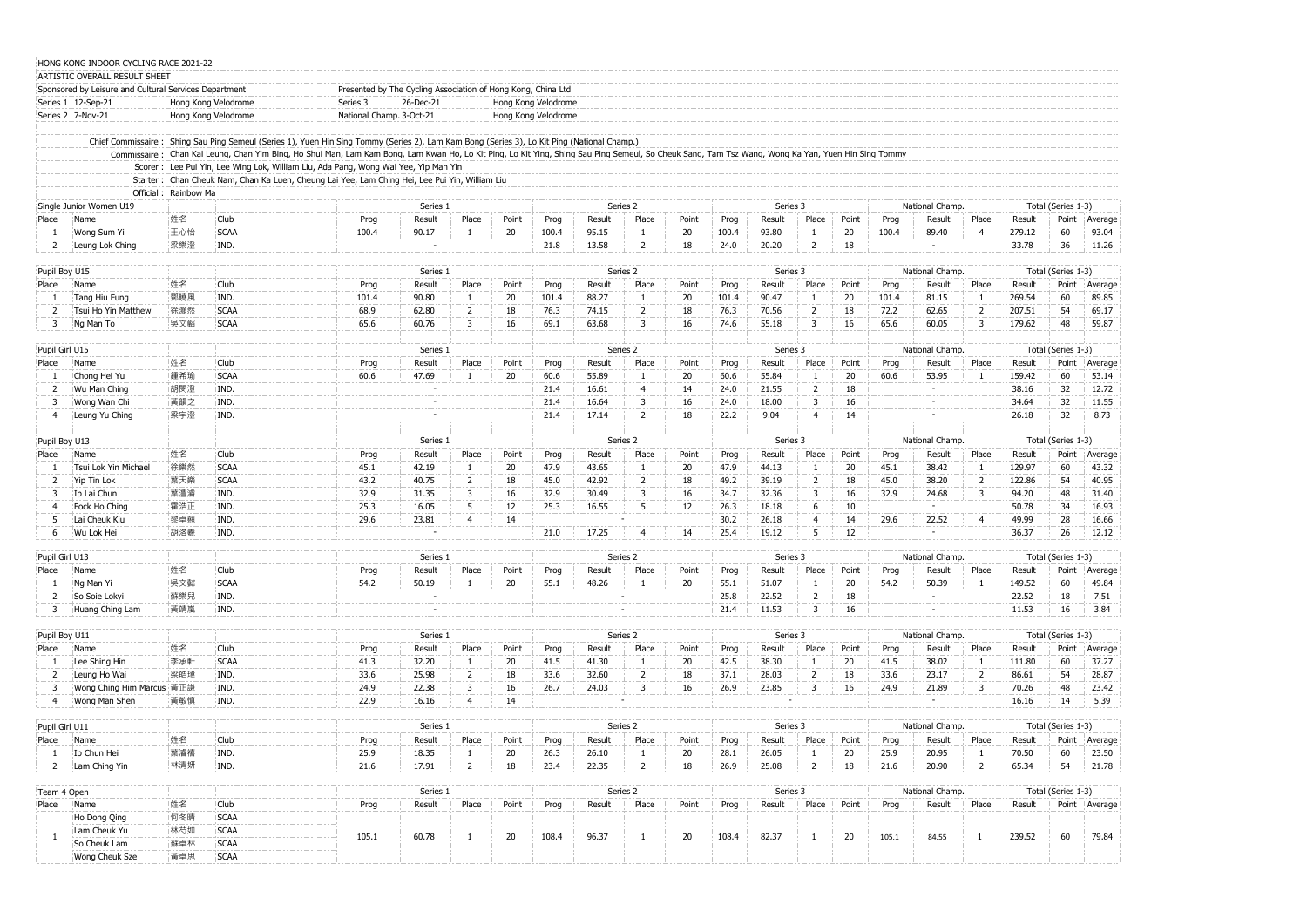HONG KONG INDOOR CYCLING RACE 2021-22

ARTISTIC OVERALL RESULT SHEET

Sponsored by Leisure and Cultural Services Department — Presented by The Cycling Association of Hong Kong, China Ltd

| | | | | | |
|---|---|---|---|---|---|
| Series 1 | 12-Sep-21 | Hong Kong Velodrome | Series 3 | 26-Dec-21 | Hong Kong Velodrome |
| Series 2 | 7-Nov-21 | Hong Kong Velodrome | National Champ. 3-Oct-21 | | Hong Kong Velodrome |

Chief Commissaire : Shing Sau Ping Semeul (Series 1), Yuen Hin Sing Tommy (Series 2), Lam Kam Bong (Series 3), Lo Kit Ping (National Champ.)

Commissaire : Chan Kai Leung, Chan Yim Bing, Ho Shui Man, Lam Kam Bong, Lam Kwan Ho, Lo Kit Ping, Lo Kit Ying, Shing Sau Ping Semeul, So Cheuk Sang, Tam Tsz Wang, Wong Ka Yan, Yuen Hin Sing Tommy

Scorer : Lee Pui Yin, Lee Wing Lok, William Liu, Ada Pang, Wong Wai Yee, Yip Man Yin

Starter : Chan Cheuk Nam, Chan Ka Luen, Cheung Lai Yee, Lam Ching Hei, Lee Pui Yin, William Liu

Official : Rainbow Ma

**Single Junior Women U19**

| Place | Name | 姓名 | Club | Series 1 Prog | Series 1 Result | Series 1 Place | Series 1 Point | Series 2 Prog | Series 2 Result | Series 2 Place | Series 2 Point | Series 3 Prog | Series 3 Result | Series 3 Place | Series 3 Point | National Champ. Prog | National Champ. Result | National Champ. Place | Total (Series 1-3) Result | Total Point | Total Average |
|---|---|---|---|---|---|---|---|---|---|---|---|---|---|---|---|---|---|---|---|---|---|
| 1 | Wong Sum Yi | 王心怡 | SCAA | 100.4 | 90.17 | 1 | 20 | 100.4 | 95.15 | 1 | 20 | 100.4 | 93.80 | 1 | 20 | 100.4 | 89.40 | 4 | 279.12 | 60 | 93.04 |
| 2 | Leung Lok Ching | 梁樂澄 | IND. | | - | | | 21.8 | 13.58 | 2 | 18 | 24.0 | 20.20 | 2 | 18 | | - | | 33.78 | 36 | 11.26 |

**Pupil Boy U15**

| Place | Name | 姓名 | Club | Series 1 Prog | Series 1 Result | Series 1 Place | Series 1 Point | Series 2 Prog | Series 2 Result | Series 2 Place | Series 2 Point | Series 3 Prog | Series 3 Result | Series 3 Place | Series 3 Point | National Champ. Prog | National Champ. Result | National Champ. Place | Total (Series 1-3) Result | Total Point | Total Average |
|---|---|---|---|---|---|---|---|---|---|---|---|---|---|---|---|---|---|---|---|---|---|
| 1 | Tang Hiu Fung | 鄧曉風 | IND. | 101.4 | 90.80 | 1 | 20 | 101.4 | 88.27 | 1 | 20 | 101.4 | 90.47 | 1 | 20 | 101.4 | 81.15 | 1 | 269.54 | 60 | 89.85 |
| 2 | Tsui Ho Yin Matthew | 徐灝然 | SCAA | 68.9 | 62.80 | 2 | 18 | 76.3 | 74.15 | 2 | 18 | 76.3 | 70.56 | 2 | 18 | 72.2 | 62.65 | 2 | 207.51 | 54 | 69.17 |
| 3 | Ng Man To | 吳文韜 | SCAA | 65.6 | 60.76 | 3 | 16 | 69.1 | 63.68 | 3 | 16 | 74.6 | 55.18 | 3 | 16 | 65.6 | 60.05 | 3 | 179.62 | 48 | 59.87 |

**Pupil Girl U15**

| Place | Name | 姓名 | Club | Series 1 Prog | Series 1 Result | Series 1 Place | Series 1 Point | Series 2 Prog | Series 2 Result | Series 2 Place | Series 2 Point | Series 3 Prog | Series 3 Result | Series 3 Place | Series 3 Point | National Champ. Prog | National Champ. Result | National Champ. Place | Total (Series 1-3) Result | Total Point | Total Average |
|---|---|---|---|---|---|---|---|---|---|---|---|---|---|---|---|---|---|---|---|---|---|
| 1 | Chong Hei Yu | 鍾希瑜 | SCAA | 60.6 | 47.69 | 1 | 20 | 60.6 | 55.89 | 1 | 20 | 60.6 | 55.84 | 1 | 20 | 60.6 | 53.95 | 1 | 159.42 | 60 | 53.14 |
| 2 | Wu Man Ching | 胡閔澄 | IND. | | - | | | 21.4 | 16.61 | 4 | 14 | 24.0 | 21.55 | 2 | 18 | | - | | 38.16 | 32 | 12.72 |
| 3 | Wong Wan Chi | 黃韻之 | IND. | | - | | | 21.4 | 16.64 | 3 | 16 | 24.0 | 18.00 | 3 | 16 | | - | | 34.64 | 32 | 11.55 |
| 4 | Leung Yu Ching | 梁宇澄 | IND. | | - | | | 21.4 | 17.14 | 2 | 18 | 22.2 | 9.04 | 4 | 14 | | - | | 26.18 | 32 | 8.73 |

**Pupil Boy U13**

| Place | Name | 姓名 | Club | Series 1 Prog | Series 1 Result | Series 1 Place | Series 1 Point | Series 2 Prog | Series 2 Result | Series 2 Place | Series 2 Point | Series 3 Prog | Series 3 Result | Series 3 Place | Series 3 Point | National Champ. Prog | National Champ. Result | National Champ. Place | Total (Series 1-3) Result | Total Point | Total Average |
|---|---|---|---|---|---|---|---|---|---|---|---|---|---|---|---|---|---|---|---|---|---|
| 1 | Tsui Lok Yin Michael | 徐樂然 | SCAA | 45.1 | 42.19 | 1 | 20 | 47.9 | 43.65 | 1 | 20 | 47.9 | 44.13 | 1 | 20 | 45.1 | 38.42 | 1 | 129.97 | 60 | 43.32 |
| 2 | Yip Tin Lok | 葉天樂 | SCAA | 43.2 | 40.75 | 2 | 18 | 45.0 | 42.92 | 2 | 18 | 49.2 | 39.19 | 2 | 18 | 45.0 | 38.20 | 2 | 122.86 | 54 | 40.95 |
| 3 | Ip Lai Chun | 葉澧濬 | IND. | 32.9 | 31.35 | 3 | 16 | 32.9 | 30.49 | 3 | 16 | 34.7 | 32.36 | 3 | 16 | 32.9 | 24.68 | 3 | 94.20 | 48 | 31.40 |
| 4 | Fock Ho Ching | 霍浩正 | IND. | 25.3 | 16.05 | 5 | 12 | 25.3 | 16.55 | 5 | 12 | 26.3 | 18.18 | 6 | 10 | | - | | 50.78 | 34 | 16.93 |
| 5 | Lai Cheuk Kiu | 黎卓翹 | IND. | 29.6 | 23.81 | 4 | 14 | | - | | | 30.2 | 26.18 | 4 | 14 | 29.6 | 22.52 | 4 | 49.99 | 28 | 16.66 |
| 6 | Wu Lok Hei | 胡洛羲 | IND. | | - | | | 21.0 | 17.25 | 4 | 14 | 25.4 | 19.12 | 5 | 12 | | - | | 36.37 | 26 | 12.12 |

**Pupil Girl U13**

| Place | Name | 姓名 | Club | Series 1 Prog | Series 1 Result | Series 1 Place | Series 1 Point | Series 2 Prog | Series 2 Result | Series 2 Place | Series 2 Point | Series 3 Prog | Series 3 Result | Series 3 Place | Series 3 Point | National Champ. Prog | National Champ. Result | National Champ. Place | Total (Series 1-3) Result | Total Point | Total Average |
|---|---|---|---|---|---|---|---|---|---|---|---|---|---|---|---|---|---|---|---|---|---|
| 1 | Ng Man Yi | 吳文懿 | SCAA | 54.2 | 50.19 | 1 | 20 | 55.1 | 48.26 | 1 | 20 | 55.1 | 51.07 | 1 | 20 | 54.2 | 50.39 | 1 | 149.52 | 60 | 49.84 |
| 2 | So Soie Lokyi | 蘇樂兒 | IND. | | - | | | | - | | | 25.8 | 22.52 | 2 | 18 | | - | | 22.52 | 18 | 7.51 |
| 3 | Huang Ching Lam | 黃靖嵐 | IND. | | - | | | | - | | | 21.4 | 11.53 | 3 | 16 | | - | | 11.53 | 16 | 3.84 |

**Pupil Boy U11**

| Place | Name | 姓名 | Club | Series 1 Prog | Series 1 Result | Series 1 Place | Series 1 Point | Series 2 Prog | Series 2 Result | Series 2 Place | Series 2 Point | Series 3 Prog | Series 3 Result | Series 3 Place | Series 3 Point | National Champ. Prog | National Champ. Result | National Champ. Place | Total (Series 1-3) Result | Total Point | Total Average |
|---|---|---|---|---|---|---|---|---|---|---|---|---|---|---|---|---|---|---|---|---|---|
| 1 | Lee Shing Hin | 李承軒 | SCAA | 41.3 | 32.20 | 1 | 20 | 41.5 | 41.30 | 1 | 20 | 42.5 | 38.30 | 1 | 20 | 41.5 | 38.02 | 1 | 111.80 | 60 | 37.27 |
| 2 | Leung Ho Wai | 梁皓瑋 | IND. | 33.6 | 25.98 | 2 | 18 | 33.6 | 32.60 | 2 | 18 | 37.1 | 28.03 | 2 | 18 | 33.6 | 23.17 | 2 | 86.61 | 54 | 28.87 |
| 3 | Wong Ching Him Marcus | 黃正謙 | IND. | 24.9 | 22.38 | 3 | 16 | 26.7 | 24.03 | 3 | 16 | 26.9 | 23.85 | 3 | 16 | 24.9 | 21.89 | 3 | 70.26 | 48 | 23.42 |
| 4 | Wong Man Shen | 黃敏慎 | IND. | 22.9 | 16.16 | 4 | 14 | | - | | | | - | | | | - | | 16.16 | 14 | 5.39 |

**Pupil Girl U11**

| Place | Name | 姓名 | Club | Series 1 Prog | Series 1 Result | Series 1 Place | Series 1 Point | Series 2 Prog | Series 2 Result | Series 2 Place | Series 2 Point | Series 3 Prog | Series 3 Result | Series 3 Place | Series 3 Point | National Champ. Prog | National Champ. Result | National Champ. Place | Total (Series 1-3) Result | Total Point | Total Average |
|---|---|---|---|---|---|---|---|---|---|---|---|---|---|---|---|---|---|---|---|---|---|
| 1 | Ip Chun Hei | 葉濬禧 | IND. | 25.9 | 18.35 | 1 | 20 | 26.3 | 26.10 | 1 | 20 | 28.1 | 26.05 | 1 | 20 | 25.9 | 20.95 | 1 | 70.50 | 60 | 23.50 |
| 2 | Lam Ching Yin | 林清妍 | IND. | 21.6 | 17.91 | 2 | 18 | 23.4 | 22.35 | 2 | 18 | 26.9 | 25.08 | 2 | 18 | 21.6 | 20.90 | 2 | 65.34 | 54 | 21.78 |

**Team 4 Open**

| Place | Name | 姓名 | Club | Series 1 Prog | Series 1 Result | Series 1 Place | Series 1 Point | Series 2 Prog | Series 2 Result | Series 2 Place | Series 2 Point | Series 3 Prog | Series 3 Result | Series 3 Place | Series 3 Point | National Champ. Prog | National Champ. Result | National Champ. Place | Total (Series 1-3) Result | Total Point | Total Average |
|---|---|---|---|---|---|---|---|---|---|---|---|---|---|---|---|---|---|---|---|---|---|
| 1 | Ho Dong Qing<br>Lam Cheuk Yu<br>So Cheuk Lam<br>Wong Cheuk Sze | 何冬晴<br>林芍如<br>蘇卓林<br>黃卓思 | SCAA<br>SCAA<br>SCAA<br>SCAA | 105.1 | 60.78 | 1 | 20 | 108.4 | 96.37 | 1 | 20 | 108.4 | 82.37 | 1 | 20 | 105.1 | 84.55 | 1 | 239.52 | 60 | 79.84 |